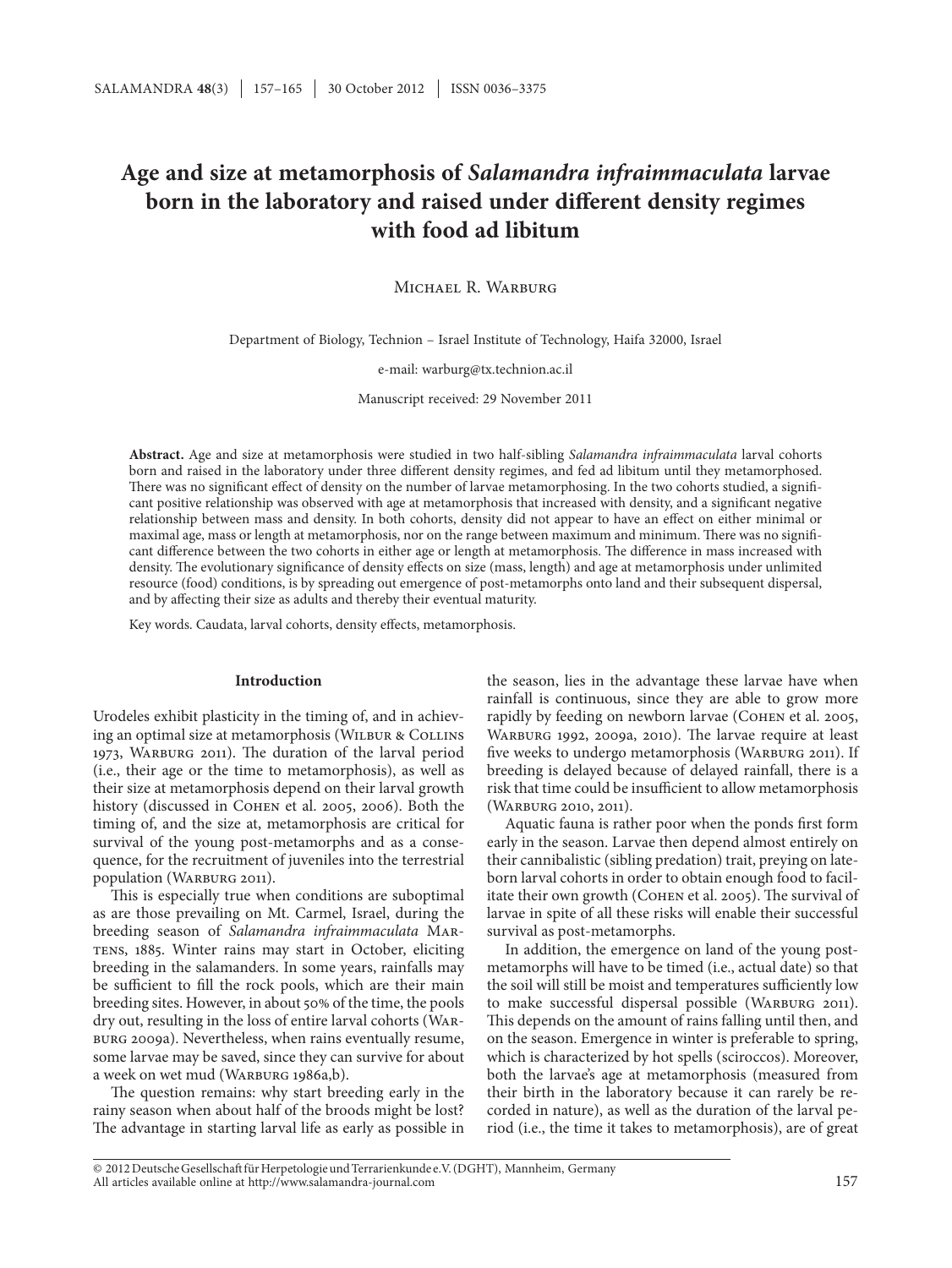# Age and size at metamorphosis of *Salamandra infraimmaculata* larvae born in the laboratory and raised under different density regimes with food ad libitum

Michael R. Warburg

Department of Biology, Technion – Israel Institute of Technology, Haifa 32000, Israel

e-mail: warburg@tx.technion.ac.il

Manuscript received: 29 November 2011

**Abstract.** Age and size at metamorphosis were studied in two half-sibling *Salamandra infraimmaculata* larval cohorts born and raised in the laboratory under three different density regimes, and fed ad libitum until they metamorphosed. There was no significant effect of density on the number of larvae metamorphosing. In the two cohorts studied, a significant positive relationship was observed with age at metamorphosis that increased with density, and a significant negative relationship between mass and density. In both cohorts, density did not appear to have an effect on either minimal or maximal age, mass or length at metamorphosis, nor on the range between maximum and minimum. There was no significant difference between the two cohorts in either age or length at metamorphosis. The difference in mass increased with density. The evolutionary significance of density effects on size (mass, length) and age at metamorphosis under unlimited resource (food) conditions, is by spreading out emergence of post-metamorphs onto land and their subsequent dispersal, and by affecting their size as adults and thereby their eventual maturity.

Key words. Caudata, larval cohorts, density effects, metamorphosis.

## Introduction

Urodeles exhibit plasticity in the timing of, and in achieving an optimal size at metamorphosis (Wilbur & Collins 1973, Warburg 2011). The duration of the larval period (i.e., their age or the time to metamorphosis), as well as their size at metamorphosis depend on their larval growth history (discussed in Cohen et al. 2005, 2006). Both the timing of, and the size at, metamorphosis are critical for survival of the young post-metamorphs and as a consequence, for the recruitment of juveniles into the terrestrial population (Warburg 2011).

This is especially true when conditions are suboptimal as are those prevailing on Mt. Carmel, Israel, during the breeding season of *Salamandra infraimmaculata* Martens, 1885. Winter rains may start in October, eliciting breeding in the salamanders. In some years, rainfalls may be sufficient to fill the rock pools, which are their main breeding sites. However, in about 50% of the time, the pools dry out, resulting in the loss of entire larval cohorts (Warburg 2009a). Nevertheless, when rains eventually resume, some larvae may be saved, since they can survive for about a week on wet mud (Warburg 1986a,b).

The question remains: why start breeding early in the rainy season when about half of the broods might be lost? The advantage in starting larval life as early as possible in the season, lies in the advantage these larvae have when rainfall is continuous, since they are able to grow more rapidly by feeding on newborn larvae (Cohen et al. 2005, Warburg 1992, 2009a, 2010). The larvae require at least five weeks to undergo metamorphosis (Warburg 2011). If breeding is delayed because of delayed rainfall, there is a risk that time could be insufficient to allow metamorphosis (Warburg 2010, 2011).

Aquatic fauna is rather poor when the ponds first form early in the season. Larvae then depend almost entirely on their cannibalistic (sibling predation) trait, preying on late-born larval cohorts in order to obtain enough food to facilitate their own growth (Cohen et al. 2005). The survival of larvae in spite of all these risks will enable their successful survival as post-metamorphs.

In addition, the emergence on land of the young post-metamorphs will have to be timed (i.e., actual date) so that the soil will still be moist and temperatures sufficiently low to make successful dispersal possible (Warburg 2011). This depends on the amount of rains falling until then, and on the season. Emergence in winter is preferable to spring, which is characterized by hot spells (siroccos). Moreover, both the larvae's age at metamorphosis (measured from their birth in the laboratory because it can rarely be recorded in nature), as well as the duration of the larval period (i.e., the time it takes to metamorphosis), are of great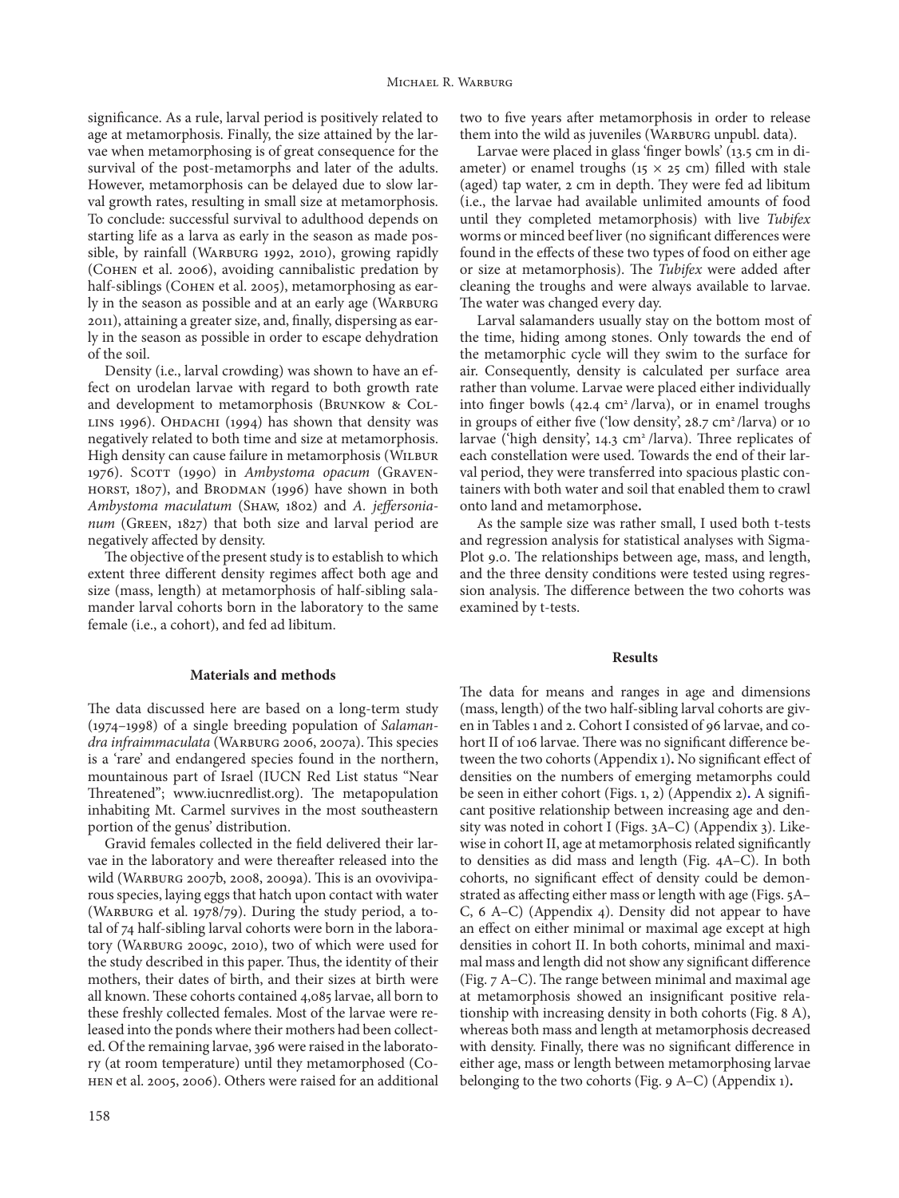significance. As a rule, larval period is positively related to age at metamorphosis. Finally, the size attained by the larvae when metamorphosing is of great consequence for the survival of the post-metamorphs and later of the adults. However, metamorphosis can be delayed due to slow larval growth rates, resulting in small size at metamorphosis. To conclude: successful survival to adulthood depends on starting life as a larva as early in the season as made possible, by rainfall (Warburg 1992, 2010), growing rapidly (Cohen et al. 2006), avoiding cannibalistic predation by half-siblings (Cohen et al. 2005), metamorphosing as early in the season as possible and at an early age (Warburg 2011), attaining a greater size, and, finally, dispersing as early in the season as possible in order to escape dehydration of the soil.

Density (i.e., larval crowding) was shown to have an effect on urodelan larvae with regard to both growth rate and development to metamorphosis (Brunkow & Collins 1996). Ohdachi (1994) has shown that density was negatively related to both time and size at metamorphosis. High density can cause failure in metamorphosis (Wilbur 1976). Scott (1990) in *Ambystoma opacum* (Gravenhorst, 1807), and Brodman (1996) have shown in both *Ambystoma maculatum* (Shaw, 1802) and *A. jeffersonianum* (Green, 1827) that both size and larval period are negatively affected by density.

The objective of the present study is to establish to which extent three different density regimes affect both age and size (mass, length) at metamorphosis of half-sibling salamander larval cohorts born in the laboratory to the same female (i.e., a cohort), and fed ad libitum.

## Materials and methods

The data discussed here are based on a long-term study (1974–1998) of a single breeding population of *Salamandra infraimmaculata* (Warburg 2006, 2007a). This species is a 'rare' and endangered species found in the northern, mountainous part of Israel (IUCN Red List status "Near Threatened"; www.iucnredlist.org). The metapopulation inhabiting Mt. Carmel survives in the most southeastern portion of the genus' distribution.

Gravid females collected in the field delivered their larvae in the laboratory and were thereafter released into the wild (Warburg 2007b, 2008, 2009a). This is an ovoviviparous species, laying eggs that hatch upon contact with water (Warburg et al. 1978/79). During the study period, a total of 74 half-sibling larval cohorts were born in the laboratory (Warburg 2009c, 2010), two of which were used for the study described in this paper. Thus, the identity of their mothers, their dates of birth, and their sizes at birth were all known. These cohorts contained 4,085 larvae, all born to these freshly collected females. Most of the larvae were released into the ponds where their mothers had been collected. Of the remaining larvae, 396 were raised in the laboratory (at room temperature) until they metamorphosed (Cohen et al. 2005, 2006). Others were raised for an additional two to five years after metamorphosis in order to release them into the wild as juveniles (Warburg unpubl. data).

Larvae were placed in glass 'finger bowls' (13.5 cm in diameter) or enamel troughs (15 × 25 cm) filled with stale (aged) tap water, 2 cm in depth. They were fed ad libitum (i.e., the larvae had available unlimited amounts of food until they completed metamorphosis) with live *Tubifex* worms or minced beef liver (no significant differences were found in the effects of these two types of food on either age or size at metamorphosis). The *Tubifex* were added after cleaning the troughs and were always available to larvae. The water was changed every day.

Larval salamanders usually stay on the bottom most of the time, hiding among stones. Only towards the end of the metamorphic cycle will they swim to the surface for air. Consequently, density is calculated per surface area rather than volume. Larvae were placed either individually into finger bowls (42.4 $cm^2$/larva), or in enamel troughs in groups of either five ('low density', 28.7 $cm^2$/larva) or 10 larvae ('high density', 14.3 $cm^2$/larva). Three replicates of each constellation were used. Towards the end of their larval period, they were transferred into spacious plastic containers with both water and soil that enabled them to crawl onto land and metamorphose.

As the sample size was rather small, I used both t-tests and regression analysis for statistical analyses with SigmaPlot 9.0. The relationships between age, mass, and length, and the three density conditions were tested using regression analysis. The difference between the two cohorts was examined by t-tests.

## Results

The data for means and ranges in age and dimensions (mass, length) of the two half-sibling larval cohorts are given in Tables 1 and 2. Cohort I consisted of 96 larvae, and cohort II of 106 larvae. There was no significant difference between the two cohorts (Appendix 1). No significant effect of densities on the numbers of emerging metamorphs could be seen in either cohort (Figs. 1, 2) (Appendix 2). A significant positive relationship between increasing age and density was noted in cohort I (Figs. 3A–C) (Appendix 3). Likewise in cohort II, age at metamorphosis related significantly to densities as did mass and length (Fig. 4A–C). In both cohorts, no significant effect of density could be demonstrated as affecting either mass or length with age (Figs. 5A–C, 6 A–C) (Appendix 4). Density did not appear to have an effect on either minimal or maximal age except at high densities in cohort II. In both cohorts, minimal and maximal mass and length did not show any significant difference (Fig. 7 A–C). The range between minimal and maximal age at metamorphosis showed an insignificant positive relationship with increasing density in both cohorts (Fig. 8 A), whereas both mass and length at metamorphosis decreased with density. Finally, there was no significant difference in either age, mass or length between metamorphosing larvae belonging to the two cohorts (Fig. 9 A–C) (Appendix 1).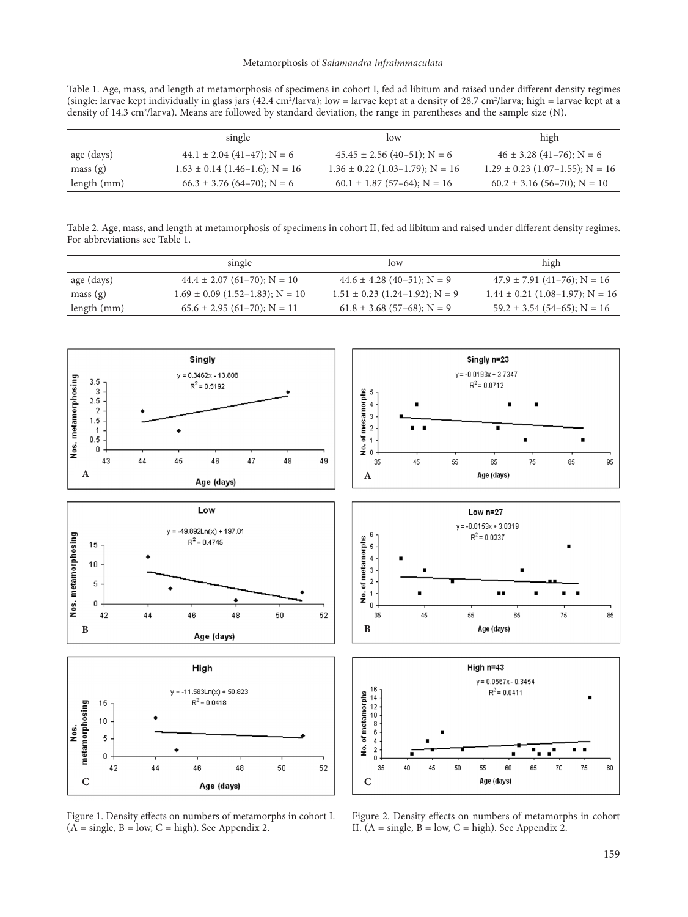Table 1. Age, mass, and length at metamorphosis of specimens in cohort I, fed ad libitum and raised under different density regimes (single: larvae kept individually in glass jars (42.4 cm²/larva); low = larvae kept at a density of 28.7 cm²/larva; high = larvae kept at a density of 14.3 cm²/larva). Means are followed by standard deviation, the range in parentheses and the sample size (N).

| | single | low | high |
|---|---|---|---|
| age (days) | 44.1 ± 2.04 (41–47); N = 6 | 45.45 ± 2.56 (40–51); N = 6 | 46 ± 3.28 (41–76); N = 6 |
| mass (g) | 1.63 ± 0.14 (1.46–1.6); N = 16 | 1.36 ± 0.22 (1.03–1.79); N = 16 | 1.29 ± 0.23 (1.07–1.55); N = 16 |
| length (mm) | 66.3 ± 3.76 (64–70); N = 6 | 60.1 ± 1.87 (57–64); N = 16 | 60.2 ± 3.16 (56–70); N = 10 |

Table 2. Age, mass, and length at metamorphosis of specimens in cohort II, fed ad libitum and raised under different density regimes. For abbreviations see Table 1.

| | single | low | high |
|---|---|---|---|
| age (days) | 44.4 ± 2.07 (61–70); N = 10 | 44.6 ± 4.28 (40–51); N = 9 | 47.9 ± 7.91 (41–76); N = 16 |
| mass (g) | 1.69 ± 0.09 (1.52–1.83); N = 10 | 1.51 ± 0.23 (1.24–1.92); N = 9 | 1.44 ± 0.21 (1.08–1.97); N = 16 |
| length (mm) | 65.6 ± 2.95 (61–70); N = 11 | 61.8 ± 3.68 (57–68); N = 9 | 59.2 ± 3.54 (54–65); N = 16 |

Figure 1. Density effects on numbers of metamorphs in cohort I. (A = single, B = low, C = high). See Appendix 2.

Figure 2. Density effects on numbers of metamorphs in cohort II. (A = single, B = low, C = high). See Appendix 2.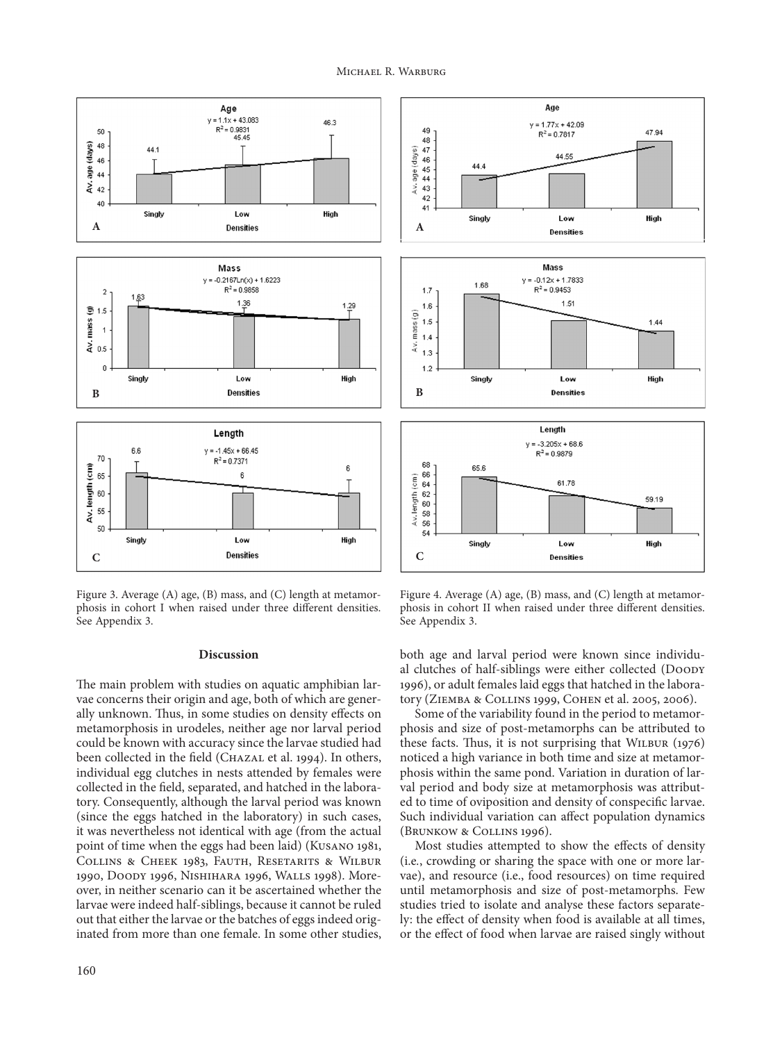Figure 3. Average (A) age, (B) mass, and (C) length at metamorphosis in cohort I when raised under three different densities. See Appendix 3.

Figure 4. Average (A) age, (B) mass, and (C) length at metamorphosis in cohort II when raised under three different densities. See Appendix 3.

## Discussion

The main problem with studies on aquatic amphibian larvae concerns their origin and age, both of which are generally unknown. Thus, in some studies on density effects on metamorphosis in urodeles, neither age nor larval period could be known with accuracy since the larvae studied had been collected in the field (Chazal et al. 1994). In others, individual egg clutches in nests attended by females were collected in the field, separated, and hatched in the laboratory. Consequently, although the larval period was known (since the eggs hatched in the laboratory) in such cases, it was nevertheless not identical with age (from the actual point of time when the eggs had been laid) (Kusano 1981, Collins & Cheek 1983, Fauth, Resetarits & Wilbur 1990, Doody 1996, Nishihara 1996, Walls 1998). Moreover, in neither scenario can it be ascertained whether the larvae were indeed half-siblings, because it cannot be ruled out that either the larvae or the batches of eggs indeed originated from more than one female. In some other studies, both age and larval period were known since individual clutches of half-siblings were either collected (Doody 1996), or adult females laid eggs that hatched in the laboratory (Ziemba & Collins 1999, Cohen et al. 2005, 2006).

Some of the variability found in the period to metamorphosis and size of post-metamorphs can be attributed to these facts. Thus, it is not surprising that Wilbur (1976) noticed a high variance in both time and size at metamorphosis within the same pond. Variation in duration of larval period and body size at metamorphosis was attributed to time of oviposition and density of conspecific larvae. Such individual variation can affect population dynamics (Brunkow & Collins 1996).

Most studies attempted to show the effects of density (i.e., crowding or sharing the space with one or more larvae), and resource (i.e., food resources) on time required until metamorphosis and size of post-metamorphs. Few studies tried to isolate and analyse these factors separately: the effect of density when food is available at all times, or the effect of food when larvae are raised singly without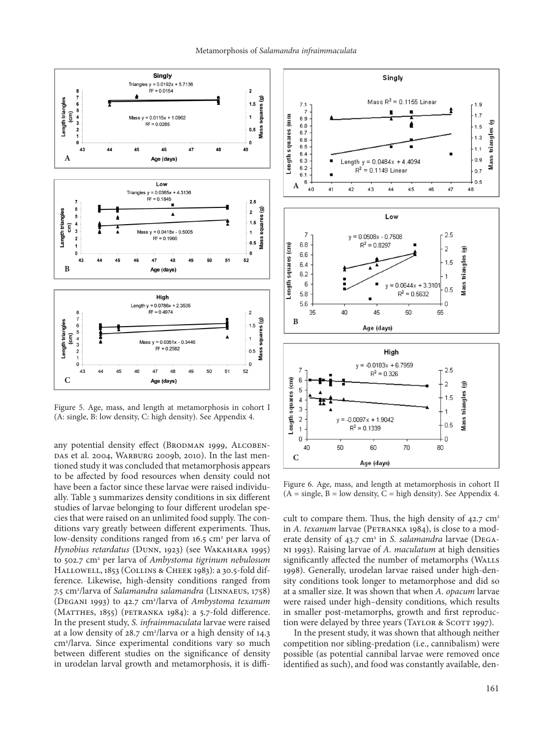Figure 5. Age, mass, and length at metamorphosis in cohort I (A: single, B: low density, C: high density). See Appendix 4.

Figure 6. Age, mass, and length at metamorphosis in cohort II (A = single, B = low density, C = high density). See Appendix 4.

any potential density effect (Brodman 1999, Alcobendas et al. 2004, Warburg 2009b, 2010). In the last mentioned study it was concluded that metamorphosis appears to be affected by food resources when density could not have been a factor since these larvae were raised individually. Table 3 summarizes density conditions in six different studies of larvae belonging to four different urodelan species that were raised on an unlimited food supply. The conditions vary greatly between different experiments. Thus, low-density conditions ranged from 16.5 cm² per larva of *Hynobius retardatus* (Dunn, 1923) (see Wakahara 1995) to 502.7 cm² per larva of *Ambystoma tigrinum nebulosum* Hallowell, 1853 (Collins & Cheek 1983): a 30.5-fold difference. Likewise, high-density conditions ranged from 7.5 cm²/larva of *Salamandra salamandra* (Linnaeus, 1758) (Degani 1993) to 42.7 cm²/larva of *Ambystoma texanum* (Matthes, 1855) (petranka 1984): a 5.7-fold difference. In the present study, *S. infraimmaculata* larvae were raised at a low density of 28.7 cm²/larva or a high density of 14.3 cm²/larva. Since experimental conditions vary so much between different studies on the significance of density in urodelan larval growth and metamorphosis, it is difficult to compare them. Thus, the high density of 42.7 cm² in *A. texanum* larvae (Petranka 1984), is close to a moderate density of 43.7 cm² in *S. salamandra* larvae (Degani 1993). Raising larvae of *A. maculatum* at high densities significantly affected the number of metamorphs (Walls 1998). Generally, urodelan larvae raised under high-density conditions took longer to metamorphose and did so at a smaller size. It was shown that when *A. opacum* larvae were raised under high–density conditions, which results in smaller post-metamorphs, growth and first reproduction were delayed by three years (Taylor & Scott 1997).

In the present study, it was shown that although neither competition nor sibling-predation (i.e., cannibalism) were possible (as potential cannibal larvae were removed once identified as such), and food was constantly available, den-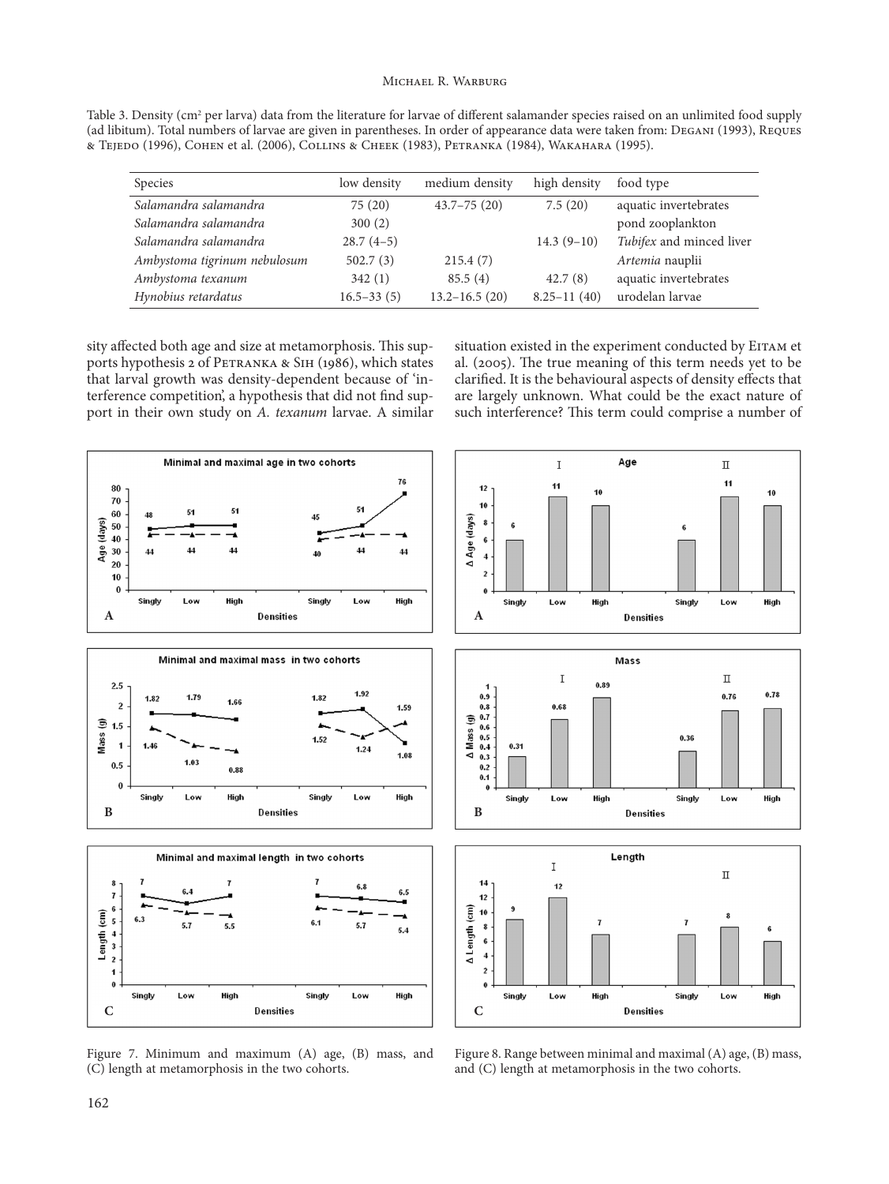Table 3. Density (cm$^2$ per larva) data from the literature for larvae of different salamander species raised on an unlimited food supply (ad libitum). Total numbers of larvae are given in parentheses. In order of appearance data were taken from: Degani (1993), Reques & Tejedo (1996), Cohen et al. (2006), Collins & Cheek (1983), Petranka (1984), Wakahara (1995).

| Species | low density | medium density | high density | food type |
|---|---|---|---|---|
| *Salamandra salamandra* | 75 (20) | 43.7–75 (20) | 7.5 (20) | aquatic invertebrates |
| *Salamandra salamandra* | 300 (2) | | | pond zooplankton |
| *Salamandra salamandra* | 28.7 (4–5) | | 14.3 (9–10) | *Tubifex* and minced liver |
| *Ambystoma tigrinum nebulosum* | 502.7 (3) | 215.4 (7) | | *Artemia* nauplii |
| *Ambystoma texanum* | 342 (1) | 85.5 (4) | 42.7 (8) | aquatic invertebrates |
| *Hynobius retardatus* | 16.5–33 (5) | 13.2–16.5 (20) | 8.25–11 (40) | urodelan larvae |

sity affected both age and size at metamorphosis. This supports hypothesis 2 of Petranka & Sih (1986), which states that larval growth was density-dependent because of 'interference competition', a hypothesis that did not find support in their own study on *A. texanum* larvae. A similar situation existed in the experiment conducted by Eitam et al. (2005). The true meaning of this term needs yet to be clarified. It is the behavioural aspects of density effects that are largely unknown. What could be the exact nature of such interference? This term could comprise a number of

Figure 7. Minimum and maximum (A) age, (B) mass, and (C) length at metamorphosis in the two cohorts.

Figure 8. Range between minimal and maximal (A) age, (B) mass, and (C) length at metamorphosis in the two cohorts.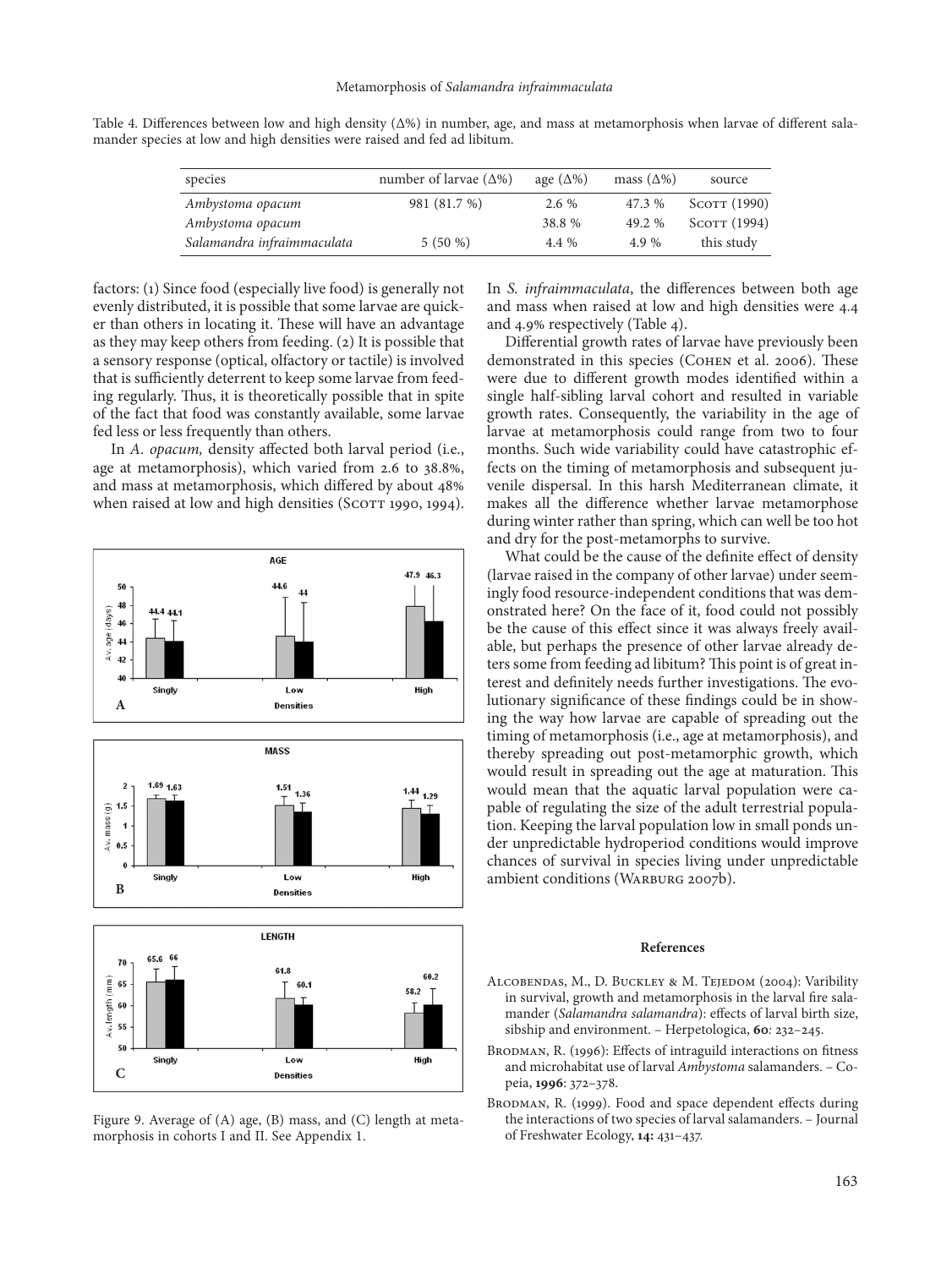Table 4. Differences between low and high density (Δ%) in number, age, and mass at metamorphosis when larvae of different salamander species at low and high densities were raised and fed ad libitum.

| species | number of larvae (Δ%) | age (Δ%) | mass (Δ%) | source |
|---|---|---|---|---|
| *Ambystoma opacum* | 981 (81.7 %) | 2.6 % | 47.3 % | Scott (1990) |
| *Ambystoma opacum* | | 38.8 % | 49.2 % | Scott (1994) |
| *Salamandra infraimmaculata* | 5 (50 %) | 4.4 % | 4.9 % | this study |

factors: (1) Since food (especially live food) is generally not evenly distributed, it is possible that some larvae are quicker than others in locating it. These will have an advantage as they may keep others from feeding. (2) It is possible that a sensory response (optical, olfactory or tactile) is involved that is sufficiently deterrent to keep some larvae from feeding regularly. Thus, it is theoretically possible that in spite of the fact that food was constantly available, some larvae fed less or less frequently than others.

In *A. opacum*, density affected both larval period (i.e., age at metamorphosis), which varied from 2.6 to 38.8%, and mass at metamorphosis, which differed by about 48% when raised at low and high densities (Scott 1990, 1994).

Figure 9. Average of (A) age, (B) mass, and (C) length at metamorphosis in cohorts I and II. See Appendix 1.

In *S. infraimmaculata*, the differences between both age and mass when raised at low and high densities were 4.4 and 4.9% respectively (Table 4).

Differential growth rates of larvae have previously been demonstrated in this species (Cohen et al. 2006). These were due to different growth modes identified within a single half-sibling larval cohort and resulted in variable growth rates. Consequently, the variability in the age of larvae at metamorphosis could range from two to four months. Such wide variability could have catastrophic effects on the timing of metamorphosis and subsequent juvenile dispersal. In this harsh Mediterranean climate, it makes all the difference whether larvae metamorphose during winter rather than spring, which can well be too hot and dry for the post-metamorphs to survive.

What could be the cause of the definite effect of density (larvae raised in the company of other larvae) under seemingly food resource-independent conditions that was demonstrated here? On the face of it, food could not possibly be the cause of this effect since it was always freely available, but perhaps the presence of other larvae already deters some from feeding ad libitum? This point is of great interest and definitely needs further investigations. The evolutionary significance of these findings could be in showing the way how larvae are capable of spreading out the timing of metamorphosis (i.e., age at metamorphosis), and thereby spreading out post-metamorphic growth, which would result in spreading out the age at maturation. This would mean that the aquatic larval population were capable of regulating the size of the adult terrestrial population. Keeping the larval population low in small ponds under unpredictable hydroperiod conditions would improve chances of survival in species living under unpredictable ambient conditions (Warburg 2007b).

## References

Alcobendas, M., D. Buckley & M. Tejedom (2004): Varibility in survival, growth and metamorphosis in the larval fire salamander (*Salamandra salamandra*): effects of larval birth size, sibship and environment. – Herpetologica, **60**: 232–245.

Brodman, R. (1996): Effects of intraguild interactions on fitness and microhabitat use of larval *Ambystoma* salamanders. – Copeia, **1996**: 372–378.

Brodman, R. (1999). Food and space dependent effects during the interactions of two species of larval salamanders. – Journal of Freshwater Ecology, **14:** 431–437.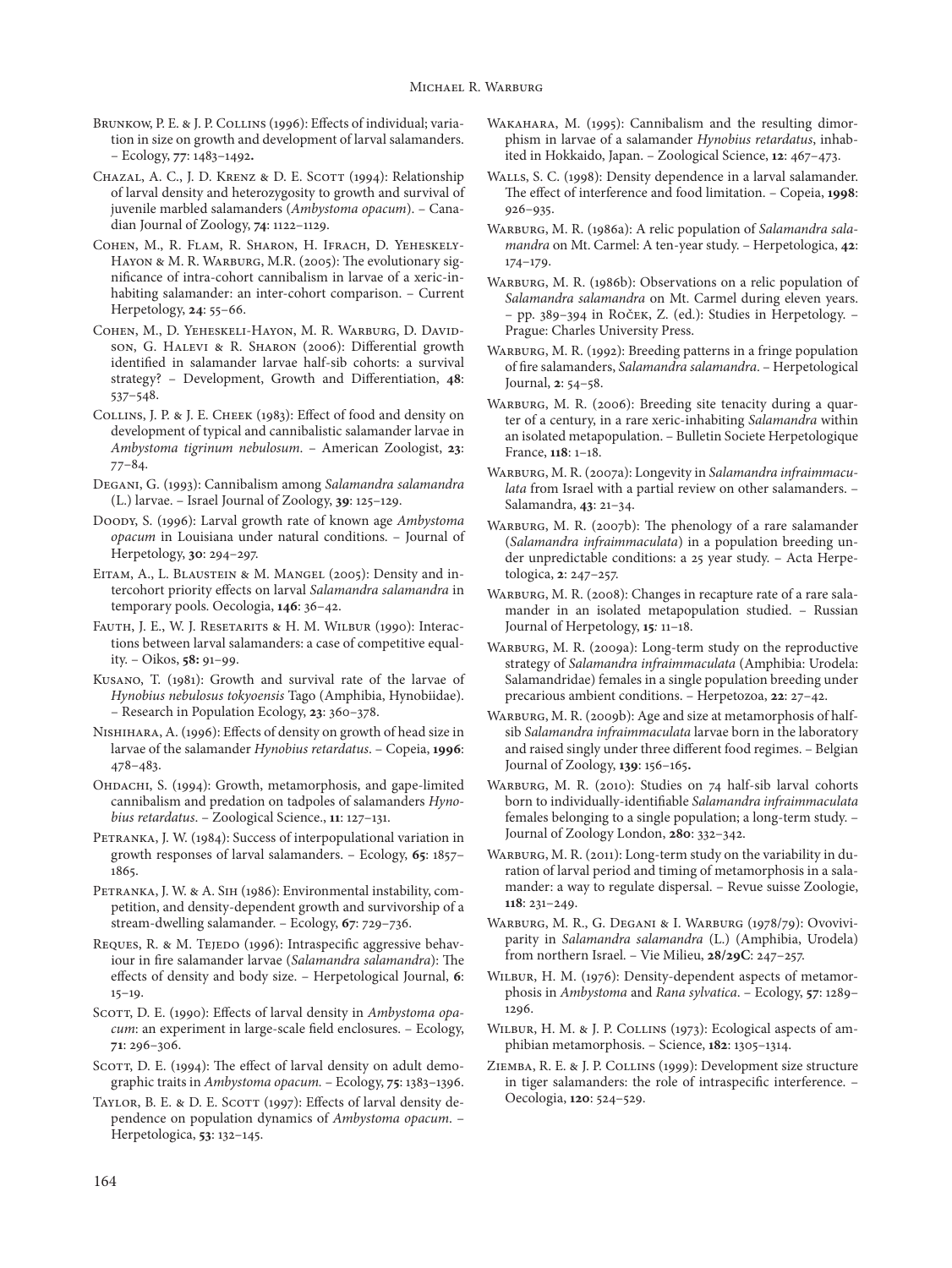Brunkow, P. E. & J. P. Collins (1996): Effects of individual; variation in size on growth and development of larval salamanders. – Ecology, **77**: 1483–1492**.**

Chazal, A. C., J. D. Krenz & D. E. Scott (1994): Relationship of larval density and heterozygosity to growth and survival of juvenile marbled salamanders (*Ambystoma opacum*). – Canadian Journal of Zoology, **74**: 1122–1129.

Cohen, M., R. Flam, R. Sharon, H. Ifrach, D. Yeheskely-Hayon & M. R. Warburg, M.R. (2005): The evolutionary significance of intra-cohort cannibalism in larvae of a xeric-inhabiting salamander: an inter-cohort comparison. – Current Herpetology, **24**: 55–66.

Cohen, M., D. Yeheskeli-Hayon, M. R. Warburg, D. Davidson, G. Halevi & R. Sharon (2006): Differential growth identified in salamander larvae half-sib cohorts: a survival strategy? – Development, Growth and Differentiation, **48**: 537–548.

Collins, J. P. & J. E. Cheek (1983): Effect of food and density on development of typical and cannibalistic salamander larvae in *Ambystoma tigrinum nebulosum*. – American Zoologist, **23**: 77–84.

Degani, G. (1993): Cannibalism among *Salamandra salamandra* (L.) larvae. – Israel Journal of Zoology, **39**: 125–129.

Doody, S. (1996): Larval growth rate of known age *Ambystoma opacum* in Louisiana under natural conditions. – Journal of Herpetology, **30**: 294–297.

Eitam, A., L. Blaustein & M. Mangel (2005): Density and intercohort priority effects on larval *Salamandra salamandra* in temporary pools. Oecologia, **146**: 36–42.

Fauth, J. E., W. J. Resetarits & H. M. Wilbur (1990): Interactions between larval salamanders: a case of competitive equality. – Oikos, **58:** 91–99.

Kusano, T. (1981): Growth and survival rate of the larvae of *Hynobius nebulosus tokyoensis* Tago (Amphibia, Hynobiidae). – Research in Population Ecology, **23**: 360–378.

Nishihara, A. (1996): Effects of density on growth of head size in larvae of the salamander *Hynobius retardatus*. – Copeia, **1996**: 478–483.

Ohdachi, S. (1994): Growth, metamorphosis, and gape-limited cannibalism and predation on tadpoles of salamanders *Hynobius retardatus*. – Zoological Science., **11**: 127–131.

Petranka, J. W. (1984): Success of interpopulational variation in growth responses of larval salamanders. – Ecology, **65**: 1857–1865.

Petranka, J. W. & A. Sih (1986): Environmental instability, competition, and density-dependent growth and survivorship of a stream-dwelling salamander. – Ecology, **67**: 729–736.

Reques, R. & M. Tejedo (1996): Intraspecific aggressive behaviour in fire salamander larvae (*Salamandra salamandra*): The effects of density and body size. – Herpetological Journal, **6**: 15–19.

Scott, D. E. (1990): Effects of larval density in *Ambystoma opacum*: an experiment in large-scale field enclosures. – Ecology, **71**: 296–306.

Scott, D. E. (1994): The effect of larval density on adult demographic traits in *Ambystoma opacum*. – Ecology, **75**: 1383–1396.

Taylor, B. E. & D. E. Scott (1997): Effects of larval density dependence on population dynamics of *Ambystoma opacum*. – Herpetologica, **53**: 132–145.

Wakahara, M. (1995): Cannibalism and the resulting dimorphism in larvae of a salamander *Hynobius retardatus*, inhabited in Hokkaido, Japan. – Zoological Science, **12**: 467–473.

Walls, S. C. (1998): Density dependence in a larval salamander. The effect of interference and food limitation. – Copeia, **1998**: 926–935.

Warburg, M. R. (1986a): A relic population of *Salamandra salamandra* on Mt. Carmel: A ten-year study. – Herpetologica, **42**: 174–179.

Warburg, M. R. (1986b): Observations on a relic population of *Salamandra salamandra* on Mt. Carmel during eleven years. – pp. 389–394 in Roček, Z. (ed.): Studies in Herpetology. – Prague: Charles University Press.

Warburg, M. R. (1992): Breeding patterns in a fringe population of fire salamanders, *Salamandra salamandra*. – Herpetological Journal, **2**: 54–58.

Warburg, M. R. (2006): Breeding site tenacity during a quarter of a century, in a rare xeric-inhabiting *Salamandra* within an isolated metapopulation. – Bulletin Societe Herpetologique France, **118**: 1–18.

Warburg, M. R. (2007a): Longevity in *Salamandra infraimmaculata* from Israel with a partial review on other salamanders. – Salamandra, **43**: 21–34.

Warburg, M. R. (2007b): The phenology of a rare salamander (*Salamandra infraimmaculata*) in a population breeding under unpredictable conditions: a 25 year study. – Acta Herpetologica, **2**: 247–257.

Warburg, M. R. (2008): Changes in recapture rate of a rare salamander in an isolated metapopulation studied. – Russian Journal of Herpetology, **15**: 11–18.

Warburg, M. R. (2009a): Long-term study on the reproductive strategy of *Salamandra infraimmaculata* (Amphibia: Urodela: Salamandridae) females in a single population breeding under precarious ambient conditions. – Herpetozoa, **22**: 27–42.

Warburg, M. R. (2009b): Age and size at metamorphosis of half-sib *Salamandra infraimmaculata* larvae born in the laboratory and raised singly under three different food regimes. – Belgian Journal of Zoology, **139**: 156–165**.**

Warburg, M. R. (2010): Studies on 74 half-sib larval cohorts born to individually-identifiable *Salamandra infraimmaculata* females belonging to a single population; a long-term study. – Journal of Zoology London, **280**: 332–342.

Warburg, M. R. (2011): Long-term study on the variability in duration of larval period and timing of metamorphosis in a salamander: a way to regulate dispersal. – Revue suisse Zoologie, **118**: 231–249.

Warburg, M. R., G. Degani & I. Warburg (1978/79): Ovoviviparity in *Salamandra salamandra* (L.) (Amphibia, Urodela) from northern Israel. – Vie Milieu, **28/29C**: 247–257.

Wilbur, H. M. (1976): Density-dependent aspects of metamorphosis in *Ambystoma* and *Rana sylvatica*. – Ecology, **57**: 1289–1296.

Wilbur, H. M. & J. P. Collins (1973): Ecological aspects of amphibian metamorphosis. – Science, **182**: 1305–1314.

Ziemba, R. E. & J. P. Collins (1999): Development size structure in tiger salamanders: the role of intraspecific interference. – Oecologia, **120**: 524–529.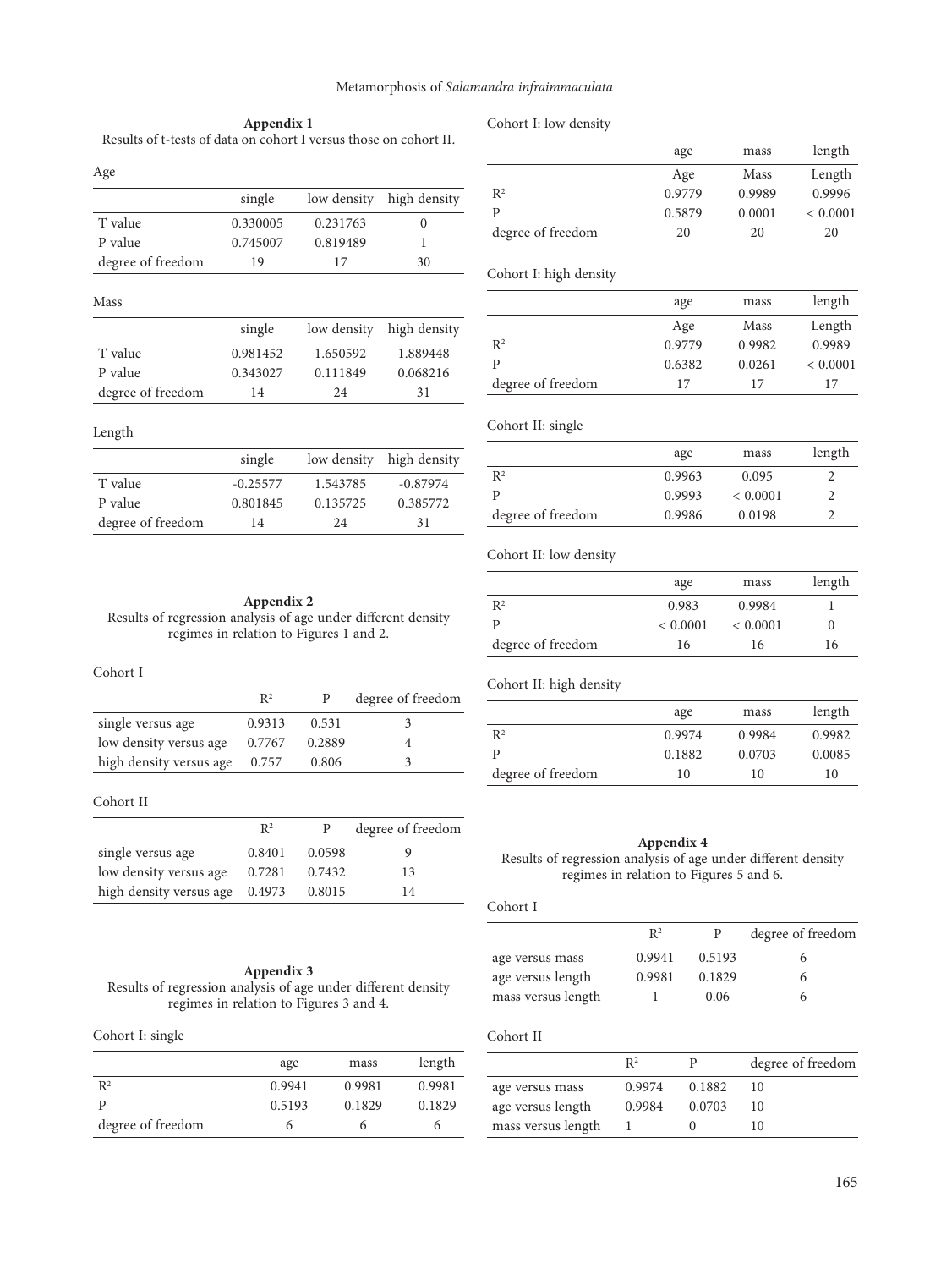**Appendix 1**
Results of t-tests of data on cohort I versus those on cohort II.

Age

| | single | low density | high density |
|---|---|---|---|
| T value | 0.330005 | 0.231763 | 0 |
| P value | 0.745007 | 0.819489 | 1 |
| degree of freedom | 19 | 17 | 30 |

Mass

| | single | low density | high density |
|---|---|---|---|
| T value | 0.981452 | 1.650592 | 1.889448 |
| P value | 0.343027 | 0.111849 | 0.068216 |
| degree of freedom | 14 | 24 | 31 |

Length

| | single | low density | high density |
|---|---|---|---|
| T value | -0.25577 | 1.543785 | -0.87974 |
| P value | 0.801845 | 0.135725 | 0.385772 |
| degree of freedom | 14 | 24 | 31 |

**Appendix 2**
Results of regression analysis of age under different density regimes in relation to Figures 1 and 2.

Cohort I

| | $R^2$ | P | degree of freedom |
|---|---|---|---|
| single versus age | 0.9313 | 0.531 | 3 |
| low density versus age | 0.7767 | 0.2889 | 4 |
| high density versus age | 0.757 | 0.806 | 3 |

Cohort II

| | $R^2$ | P | degree of freedom |
|---|---|---|---|
| single versus age | 0.8401 | 0.0598 | 9 |
| low density versus age | 0.7281 | 0.7432 | 13 |
| high density versus age | 0.4973 | 0.8015 | 14 |

**Appendix 3**
Results of regression analysis of age under different density regimes in relation to Figures 3 and 4.

Cohort I: single

| | age | mass | length |
|---|---|---|---|
| $R^2$ | 0.9941 | 0.9981 | 0.9981 |
| P | 0.5193 | 0.1829 | 0.1829 |
| degree of freedom | 6 | 6 | 6 |

Cohort I: low density

| | age | mass | length |
|---|---|---|---|
| | Age | Mass | Length |
| $R^2$ | 0.9779 | 0.9989 | 0.9996 |
| P | 0.5879 | 0.0001 | < 0.0001 |
| degree of freedom | 20 | 20 | 20 |

Cohort I: high density

| | age | mass | length |
|---|---|---|---|
| | Age | Mass | Length |
| $R^2$ | 0.9779 | 0.9982 | 0.9989 |
| P | 0.6382 | 0.0261 | < 0.0001 |
| degree of freedom | 17 | 17 | 17 |

Cohort II: single

| | age | mass | length |
|---|---|---|---|
| $R^2$ | 0.9963 | 0.095 | 2 |
| P | 0.9993 | < 0.0001 | 2 |
| degree of freedom | 0.9986 | 0.0198 | 2 |

Cohort II: low density

| | age | mass | length |
|---|---|---|---|
| $R^2$ | 0.983 | 0.9984 | 1 |
| P | < 0.0001 | < 0.0001 | 0 |
| degree of freedom | 16 | 16 | 16 |

Cohort II: high density

| | age | mass | length |
|---|---|---|---|
| $R^2$ | 0.9974 | 0.9984 | 0.9982 |
| P | 0.1882 | 0.0703 | 0.0085 |
| degree of freedom | 10 | 10 | 10 |

**Appendix 4**
Results of regression analysis of age under different density regimes in relation to Figures 5 and 6.

Cohort I

| | $R^2$ | P | degree of freedom |
|---|---|---|---|
| age versus mass | 0.9941 | 0.5193 | 6 |
| age versus length | 0.9981 | 0.1829 | 6 |
| mass versus length | 1 | 0.06 | 6 |

Cohort II

| | $R^2$ | P | degree of freedom |
|---|---|---|---|
| age versus mass | 0.9974 | 0.1882 | 10 |
| age versus length | 0.9984 | 0.0703 | 10 |
| mass versus length | 1 | 0 | 10 |